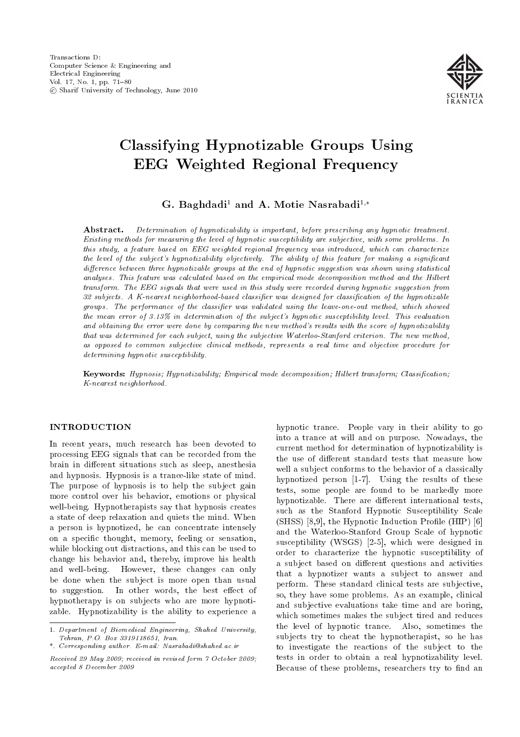# Classifying Hypnotizable Groups Using EEG Weighted Regional Frequency

**G. Baghdadi[1] and A. Motie Nasrabadi[1,*]**

**Abstract.** *Determination of hypnotizability is important, before prescribing any hypnotic treatment. Existing methods for measuring the level of hypnotic susceptibility are subjective, with some problems. In this study, a feature based on EEG weighted regional frequency was introduced, which can characterize the level of the subject's hypnotizability objectively. The ability of this feature for making a significant difference between three hypnotizable groups at the end of hypnotic suggestion was shown using statistical analyses. This feature was calculated based on the empirical mode decomposition method and the Hilbert transform. The EEG signals that were used in this study were recorded during hypnotic suggestion from 32 subjects. A K-nearest neighborhood-based classifier was designed for classification of the hypnotizable groups. The performance of the classifier was validated using the leave-one-out method, which showed the mean error of 3.13% in determination of the subject's hypnotic susceptibility level. This evaluation and obtaining the error were done by comparing the new method's results with the score of hypnotizability that was determined for each subject, using the subjective Waterloo-Stanford criterion. The new method, as opposed to common subjective clinical methods, represents a real time and objective procedure for determining hypnotic susceptibility.*

**Keywords:** *Hypnosis; Hypnotizability; Empirical mode decomposition; Hilbert transform; Classification; K-nearest neighborhood.*

## INTRODUCTION

In recent years, much research has been devoted to processing EEG signals that can be recorded from the brain in different situations such as sleep, anesthesia and hypnosis. Hypnosis is a trance-like state of mind. The purpose of hypnosis is to help the subject gain more control over his behavior, emotions or physical well-being. Hypnotherapists say that hypnosis creates a state of deep relaxation and quiets the mind. When a person is hypnotized, he can concentrate intensely on a specific thought, memory, feeling or sensation, while blocking out distractions, and this can be used to change his behavior and, thereby, improve his health and well-being. However, these changes can only be done when the subject is more open than usual to suggestion. In other words, the best effect of hypnotherapy is on subjects who are more hypnotizable. Hypnotizability is the ability to experience a hypnotic trance. People vary in their ability to go into a trance at will and on purpose. Nowadays, the current method for determination of hypnotizability is the use of different standard tests that measure how well a subject conforms to the behavior of a classically hypnotized person [1-7]. Using the results of these tests, some people are found to be markedly more hypnotizable. There are different international tests, such as the Stanford Hypnotic Susceptibility Scale (SHSS) [8,9], the Hypnotic Induction Profile (HIP) [6] and the Waterloo-Stanford Group Scale of hypnotic susceptibility (WSGS) [2-5], which were designed in order to characterize the hypnotic susceptibility of a subject based on different questions and activities that a hypnotizer wants a subject to answer and perform. These standard clinical tests are subjective, so, they have some problems. As an example, clinical and subjective evaluations take time and are boring, which sometimes makes the subject tired and reduces the level of hypnotic trance. Also, sometimes the subjects try to cheat the hypnotherapist, so he has to investigate the reactions of the subject to the tests in order to obtain a real hypnotizability level. Because of these problems, researchers try to find an

---

1. *Department of Biomedical Engineering, Shahed University, Tehran, P.O. Box 3319118651, Iran.*

\*. *Corresponding author. E-mail: Nasrabadi@shahed.ac.ir*

*Received 29 May 2009; received in revised form 7 October 2009; accepted 8 December 2009*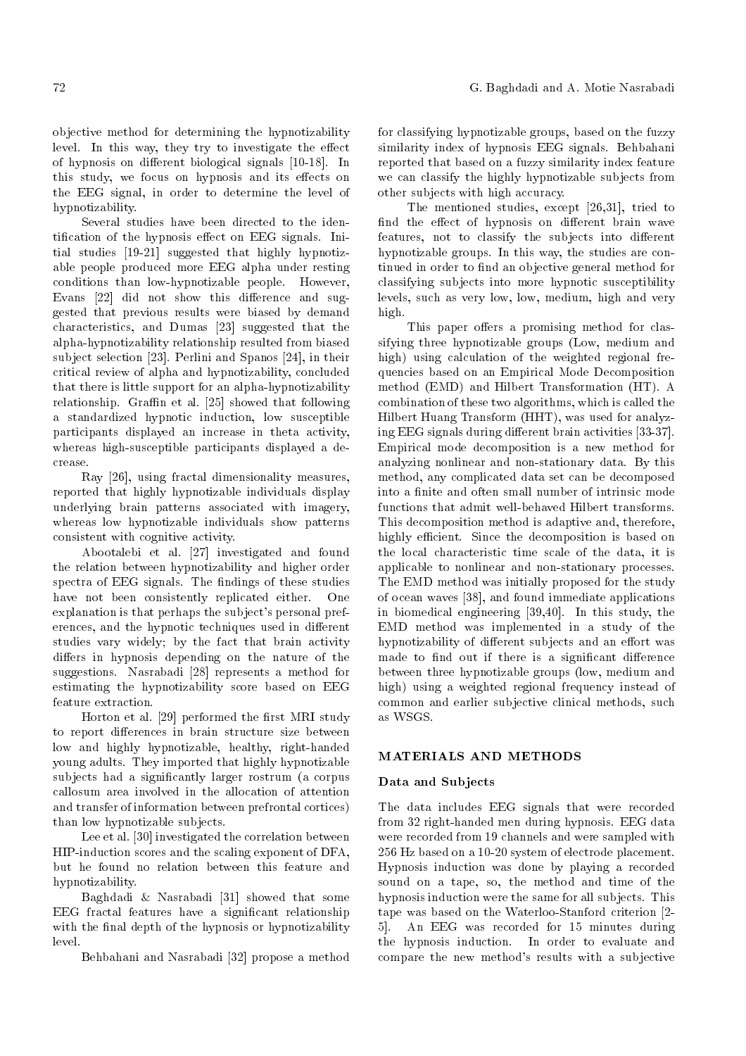objective method for determining the hypnotizability level. In this way, they try to investigate the effect of hypnosis on different biological signals [10-18]. In this study, we focus on hypnosis and its effects on the EEG signal, in order to determine the level of hypnotizability.

Several studies have been directed to the identification of the hypnosis effect on EEG signals. Initial studies [19-21] suggested that highly hypnotizable people produced more EEG alpha under resting conditions than low-hypnotizable people. However, Evans [22] did not show this difference and suggested that previous results were biased by demand characteristics, and Dumas [23] suggested that the alpha-hypnotizability relationship resulted from biased subject selection [23]. Perlini and Spanos [24], in their critical review of alpha and hypnotizability, concluded that there is little support for an alpha-hypnotizability relationship. Graffin et al. [25] showed that following a standardized hypnotic induction, low susceptible participants displayed an increase in theta activity, whereas high-susceptible participants displayed a decrease.

Ray [26], using fractal dimensionality measures, reported that highly hypnotizable individuals display underlying brain patterns associated with imagery, whereas low hypnotizable individuals show patterns consistent with cognitive activity.

Abootalebi et al. [27] investigated and found the relation between hypnotizability and higher order spectra of EEG signals. The findings of these studies have not been consistently replicated either. One explanation is that perhaps the subject's personal preferences, and the hypnotic techniques used in different studies vary widely; by the fact that brain activity differs in hypnosis depending on the nature of the suggestions. Nasrabadi [28] represents a method for estimating the hypnotizability score based on EEG feature extraction.

Horton et al. [29] performed the first MRI study to report differences in brain structure size between low and highly hypnotizable, healthy, right-handed young adults. They imported that highly hypnotizable subjects had a significantly larger rostrum (a corpus callosum area involved in the allocation of attention and transfer of information between prefrontal cortices) than low hypnotizable subjects.

Lee et al. [30] investigated the correlation between HIP-induction scores and the scaling exponent of DFA, but he found no relation between this feature and hypnotizability.

Baghdadi & Nasrabadi [31] showed that some EEG fractal features have a significant relationship with the final depth of the hypnosis or hypnotizability level.

Behbahani and Nasrabadi [32] propose a method for classifying hypnotizable groups, based on the fuzzy similarity index of hypnosis EEG signals. Behbahani reported that based on a fuzzy similarity index feature we can classify the highly hypnotizable subjects from other subjects with high accuracy.

The mentioned studies, except [26,31], tried to find the effect of hypnosis on different brain wave features, not to classify the subjects into different hypnotizable groups. In this way, the studies are continued in order to find an objective general method for classifying subjects into more hypnotic susceptibility levels, such as very low, low, medium, high and very high.

This paper offers a promising method for classifying three hypnotizable groups (Low, medium and high) using calculation of the weighted regional frequencies based on an Empirical Mode Decomposition method (EMD) and Hilbert Transformation (HT). A combination of these two algorithms, which is called the Hilbert Huang Transform (HHT), was used for analyzing EEG signals during different brain activities [33-37]. Empirical mode decomposition is a new method for analyzing nonlinear and non-stationary data. By this method, any complicated data set can be decomposed into a finite and often small number of intrinsic mode functions that admit well-behaved Hilbert transforms. This decomposition method is adaptive and, therefore, highly efficient. Since the decomposition is based on the local characteristic time scale of the data, it is applicable to nonlinear and non-stationary processes. The EMD method was initially proposed for the study of ocean waves [38], and found immediate applications in biomedical engineering [39,40]. In this study, the EMD method was implemented in a study of the hypnotizability of different subjects and an effort was made to find out if there is a significant difference between three hypnotizable groups (low, medium and high) using a weighted regional frequency instead of common and earlier subjective clinical methods, such as WSGS.

## MATERIALS AND METHODS

### Data and Subjects

The data includes EEG signals that were recorded from 32 right-handed men during hypnosis. EEG data were recorded from 19 channels and were sampled with 256 Hz based on a 10-20 system of electrode placement. Hypnosis induction was done by playing a recorded sound on a tape, so, the method and time of the hypnosis induction were the same for all subjects. This tape was based on the Waterloo-Stanford criterion [2-5]. An EEG was recorded for 15 minutes during the hypnosis induction. In order to evaluate and compare the new method's results with a subjective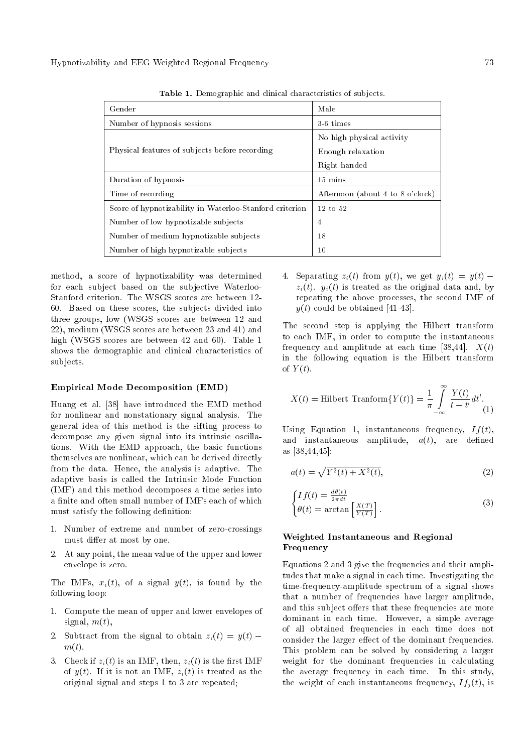**Table 1.** Demographic and clinical characteristics of subjects.

| Gender | Male |
|---|---|
| Number of hypnosis sessions | 3-6 times |
| Physical features of subjects before recording | No high physical activity<br>Enough relaxation<br>Right handed |
| Duration of hypnosis | 15 mins |
| Time of recording | Afternoon (about 4 to 8 o'clock) |
| Score of hypnotizability in Waterloo-Stanford criterion | 12 to 52 |
| Number of low hypnotizable subjects | 4 |
| Number of medium hypnotizable subjects | 18 |
| Number of high hypnotizable subjects | 10 |

method, a score of hypnotizability was determined for each subject based on the subjective Waterloo-Stanford criterion. The WSGS scores are between 12-60. Based on these scores, the subjects divided into three groups, low (WSGS scores are between 12 and 22), medium (WSGS scores are between 23 and 41) and high (WSGS scores are between 42 and 60). Table 1 shows the demographic and clinical characteristics of subjects.

### Empirical Mode Decomposition (EMD)

Huang et al. [38] have introduced the EMD method for nonlinear and nonstationary signal analysis. The general idea of this method is the sifting process to decompose any given signal into its intrinsic oscillations. With the EMD approach, the basic functions themselves are nonlinear, which can be derived directly from the data. Hence, the analysis is adaptive. The adaptive basis is called the Intrinsic Mode Function (IMF) and this method decomposes a time series into a finite and often small number of IMFs each of which must satisfy the following definition:

1. Number of extreme and number of zero-crossings must differ at most by one.
2. At any point, the mean value of the upper and lower envelope is zero.

The IMFs, $x_i(t)$, of a signal $y(t)$, is found by the following loop:

1. Compute the mean of upper and lower envelopes of signal, $m(t)$,
2. Subtract from the signal to obtain $z_i(t) = y(t) - m(t)$.
3. Check if $z_i(t)$ is an IMF, then, $z_i(t)$ is the first IMF of $y(t)$. If it is not an IMF, $z_i(t)$ is treated as the original signal and steps 1 to 3 are repeated;
4. Separating $z_i(t)$ from $y(t)$, we get $y_i(t) = y(t) - z_i(t)$. $y_i(t)$ is treated as the original data and, by repeating the above processes, the second IMF of $y(t)$ could be obtained [41-43].

The second step is applying the Hilbert transform to each IMF, in order to compute the instantaneous frequency and amplitude at each time [38,44]. $X(t)$ in the following equation is the Hilbert transform of $Y(t)$.

$$X(t) = \text{Hilbert Tranform}\{Y(t)\} = \frac{1}{\pi}\int_{-\infty}^{\infty} \frac{Y(t)}{t - t'}dt'. \tag{1}$$

Using Equation 1, instantaneous frequency, $If(t)$, and instantaneous amplitude, $a(t)$, are defined as [38,44,45]:

$$a(t) = \sqrt{Y^2(t) + X^2(t)}, \tag{2}$$

$$\begin{cases} If(t) = \frac{d\theta(t)}{2\pi dt} \\ \theta(t) = \arctan\left[\frac{X(T)}{Y(T)}\right]. \end{cases} \tag{3}$$

### Weighted Instantaneous and Regional Frequency

Equations 2 and 3 give the frequencies and their amplitudes that make a signal in each time. Investigating the time-frequency-amplitude spectrum of a signal shows that a number of frequencies have larger amplitude, and this subject offers that these frequencies are more dominant in each time. However, a simple average of all obtained frequencies in each time does not consider the larger effect of the dominant frequencies. This problem can be solved by considering a larger weight for the dominant frequencies in calculating the average frequency in each time. In this study, the weight of each instantaneous frequency, $If_j(t)$, is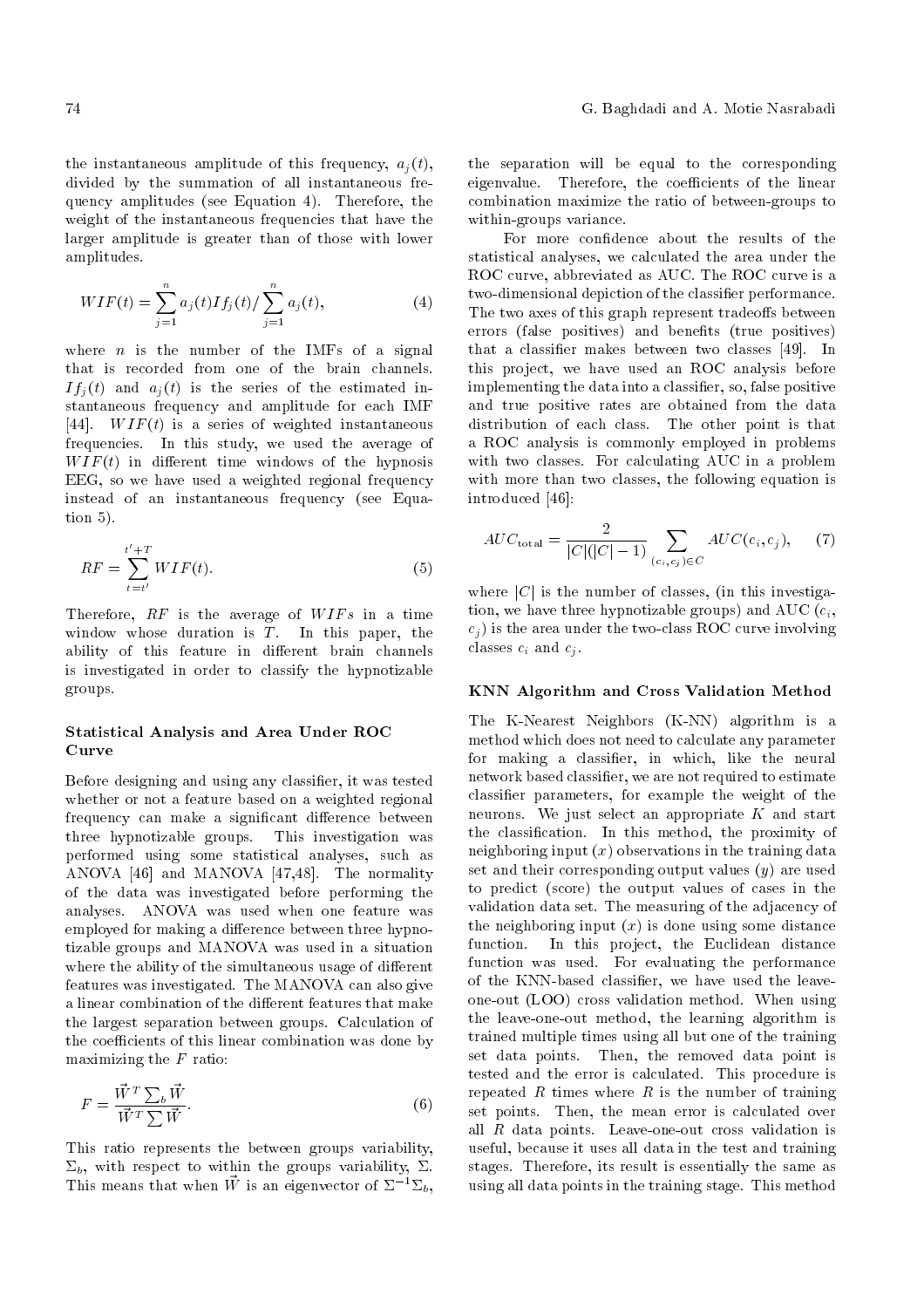the instantaneous amplitude of this frequency, $a_j(t)$, divided by the summation of all instantaneous frequency amplitudes (see Equation 4). Therefore, the weight of the instantaneous frequencies that have the larger amplitude is greater than of those with lower amplitudes.

$$WIF(t) = \sum_{j=1}^{n} a_j(t) If_j(t) / \sum_{j=1}^{n} a_j(t), \tag{4}$$

where $n$ is the number of the IMFs of a signal that is recorded from one of the brain channels. $If_j(t)$ and $a_j(t)$ is the series of the estimated instantaneous frequency and amplitude for each IMF [44]. $WIF(t)$ is a series of weighted instantaneous frequencies. In this study, we used the average of $WIF(t)$ in different time windows of the hypnosis EEG, so we have used a weighted regional frequency instead of an instantaneous frequency (see Equation 5).

$$RF = \sum_{t=t'}^{t'+T} WIF(t). \tag{5}$$

Therefore, $RF$ is the average of $WIFs$ in a time window whose duration is $T$. In this paper, the ability of this feature in different brain channels is investigated in order to classify the hypnotizable groups.

### Statistical Analysis and Area Under ROC Curve

Before designing and using any classifier, it was tested whether or not a feature based on a weighted regional frequency can make a significant difference between three hypnotizable groups. This investigation was performed using some statistical analyses, such as ANOVA [46] and MANOVA [47,48]. The normality of the data was investigated before performing the analyses. ANOVA was used when one feature was employed for making a difference between three hypnotizable groups and MANOVA was used in a situation where the ability of the simultaneous usage of different features was investigated. The MANOVA can also give a linear combination of the different features that make the largest separation between groups. Calculation of the coefficients of this linear combination was done by maximizing the $F$ ratio:

$$F = \frac{\vec{W}^T \sum_b \vec{W}}{\vec{W}^T \sum \vec{W}}. \tag{6}$$

This ratio represents the between groups variability, $\Sigma_b$, with respect to within the groups variability, $\Sigma$. This means that when $\vec{W}$ is an eigenvector of $\Sigma^{-1}\Sigma_b$, the separation will be equal to the corresponding eigenvalue. Therefore, the coefficients of the linear combination maximize the ratio of between-groups to within-groups variance.

For more confidence about the results of the statistical analyses, we calculated the area under the ROC curve, abbreviated as AUC. The ROC curve is a two-dimensional depiction of the classifier performance. The two axes of this graph represent tradeoffs between errors (false positives) and benefits (true positives) that a classifier makes between two classes [49]. In this project, we have used an ROC analysis before implementing the data into a classifier, so, false positive and true positive rates are obtained from the data distribution of each class. The other point is that a ROC analysis is commonly employed in problems with two classes. For calculating AUC in a problem with more than two classes, the following equation is introduced [46]:

$$AUC_{\text{total}} = \frac{2}{|C|(|C|-1)} \sum_{(c_i, c_j) \in C} AUC(c_i, c_j), \tag{7}$$

where $|C|$ is the number of classes, (in this investigation, we have three hypnotizable groups) and AUC ($c_i$, $c_j$) is the area under the two-class ROC curve involving classes $c_i$ and $c_j$.

### KNN Algorithm and Cross Validation Method

The K-Nearest Neighbors (K-NN) algorithm is a method which does not need to calculate any parameter for making a classifier, in which, like the neural network based classifier, we are not required to estimate classifier parameters, for example the weight of the neurons. We just select an appropriate $K$ and start the classification. In this method, the proximity of neighboring input ($x$) observations in the training data set and their corresponding output values ($y$) are used to predict (score) the output values of cases in the validation data set. The measuring of the adjacency of the neighboring input ($x$) is done using some distance function. In this project, the Euclidean distance function was used. For evaluating the performance of the KNN-based classifier, we have used the leave-one-out (LOO) cross validation method. When using the leave-one-out method, the learning algorithm is trained multiple times using all but one of the training set data points. Then, the removed data point is tested and the error is calculated. This procedure is repeated $R$ times where $R$ is the number of training set points. Then, the mean error is calculated over all $R$ data points. Leave-one-out cross validation is useful, because it uses all data in the test and training stages. Therefore, its result is essentially the same as using all data points in the training stage. This method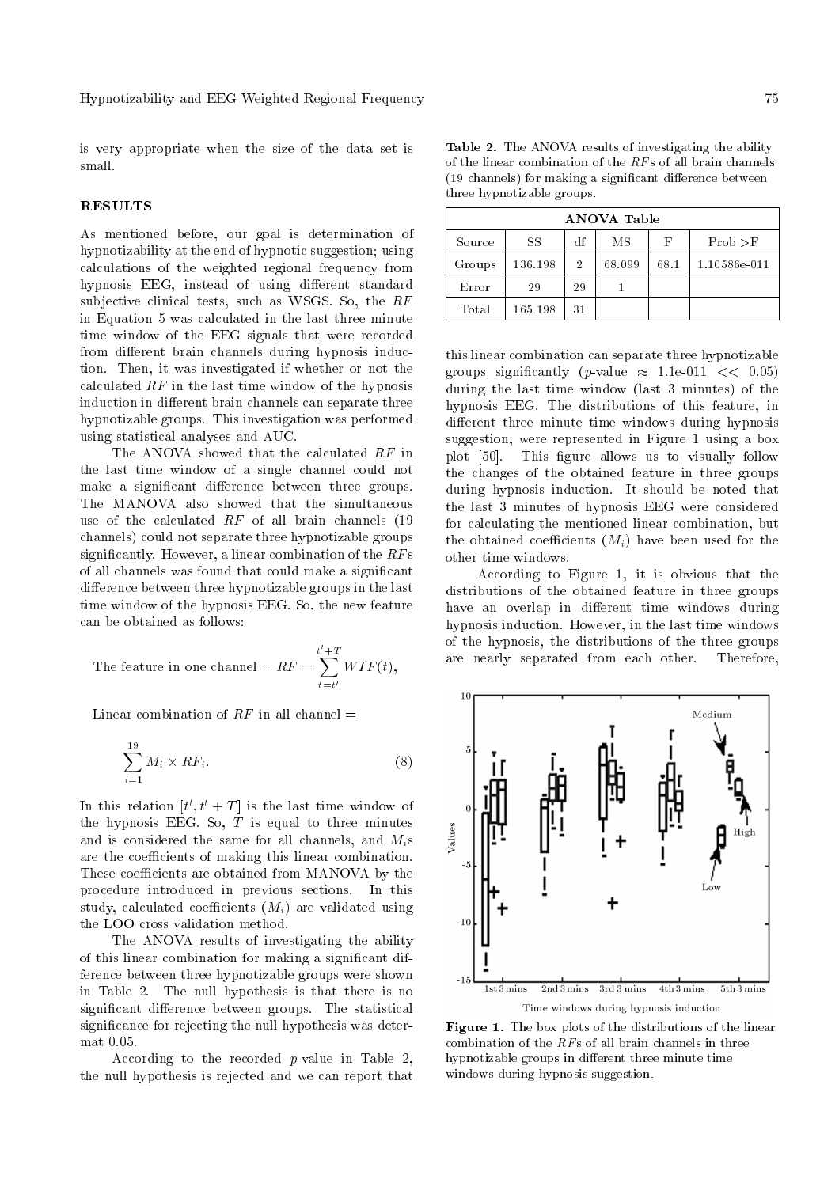is very appropriate when the size of the data set is small.

## RESULTS

As mentioned before, our goal is determination of hypnotizability at the end of hypnotic suggestion; using calculations of the weighted regional frequency from hypnosis EEG, instead of using different standard subjective clinical tests, such as WSGS. So, the $RF$ in Equation 5 was calculated in the last three minute time window of the EEG signals that were recorded from different brain channels during hypnosis induction. Then, it was investigated if whether or not the calculated $RF$ in the last time window of the hypnosis induction in different brain channels can separate three hypnotizable groups. This investigation was performed using statistical analyses and AUC.

The ANOVA showed that the calculated $RF$ in the last time window of a single channel could not make a significant difference between three groups. The MANOVA also showed that the simultaneous use of the calculated $RF$ of all brain channels (19 channels) could not separate three hypnotizable groups significantly. However, a linear combination of the $RF$s of all channels was found that could make a significant difference between three hypnotizable groups in the last time window of the hypnosis EEG. So, the new feature can be obtained as follows:

$$\text{The feature in one channel} = RF = \sum_{t=t'}^{t'+T} WIF(t),$$

Linear combination of $RF$ in all channel =

$$\sum_{i=1}^{19} M_i \times RF_i. \tag{8}$$

In this relation $[t', t'+T]$ is the last time window of the hypnosis EEG. So, $T$ is equal to three minutes and is considered the same for all channels, and $M_i$s are the coefficients of making this linear combination. These coefficients are obtained from MANOVA by the procedure introduced in previous sections. In this study, calculated coefficients ($M_i$) are validated using the LOO cross validation method.

The ANOVA results of investigating the ability of this linear combination for making a significant difference between three hypnotizable groups were shown in Table 2. The null hypothesis is that there is no significant difference between groups. The statistical significance for rejecting the null hypothesis was determat 0.05.

According to the recorded $p$-value in Table 2, the null hypothesis is rejected and we can report that this linear combination can separate three hypnotizable groups significantly ($p$-value $\approx$ 1.1e-011 $<<$ 0.05) during the last time window (last 3 minutes) of the hypnosis EEG. The distributions of this feature, in different three minute time windows during hypnosis suggestion, were represented in Figure 1 using a box plot [50]. This figure allows us to visually follow the changes of the obtained feature in three groups during hypnosis induction. It should be noted that the last 3 minutes of hypnosis EEG were considered for calculating the mentioned linear combination, but the obtained coefficients ($M_i$) have been used for the other time windows.

According to Figure 1, it is obvious that the distributions of the obtained feature in three groups have an overlap in different time windows during hypnosis induction. However, in the last time windows of the hypnosis, the distributions of the three groups are nearly separated from each other. Therefore,

**Table 2.** The ANOVA results of investigating the ability of the linear combination of the $RF$s of all brain channels (19 channels) for making a significant difference between three hypnotizable groups.

| Source | SS | df | MS | F | Prob >F |
|---|---|---|---|---|---|
| Groups | 136.198 | 2 | 68.099 | 68.1 | 1.10586e-011 |
| Error | 29 | 29 | 1 | | |
| Total | 165.198 | 31 | | | |

**Figure 1.** The box plots of the distributions of the linear combination of the $RF$s of all brain channels in three hypnotizable groups in different three minute time windows during hypnosis suggestion.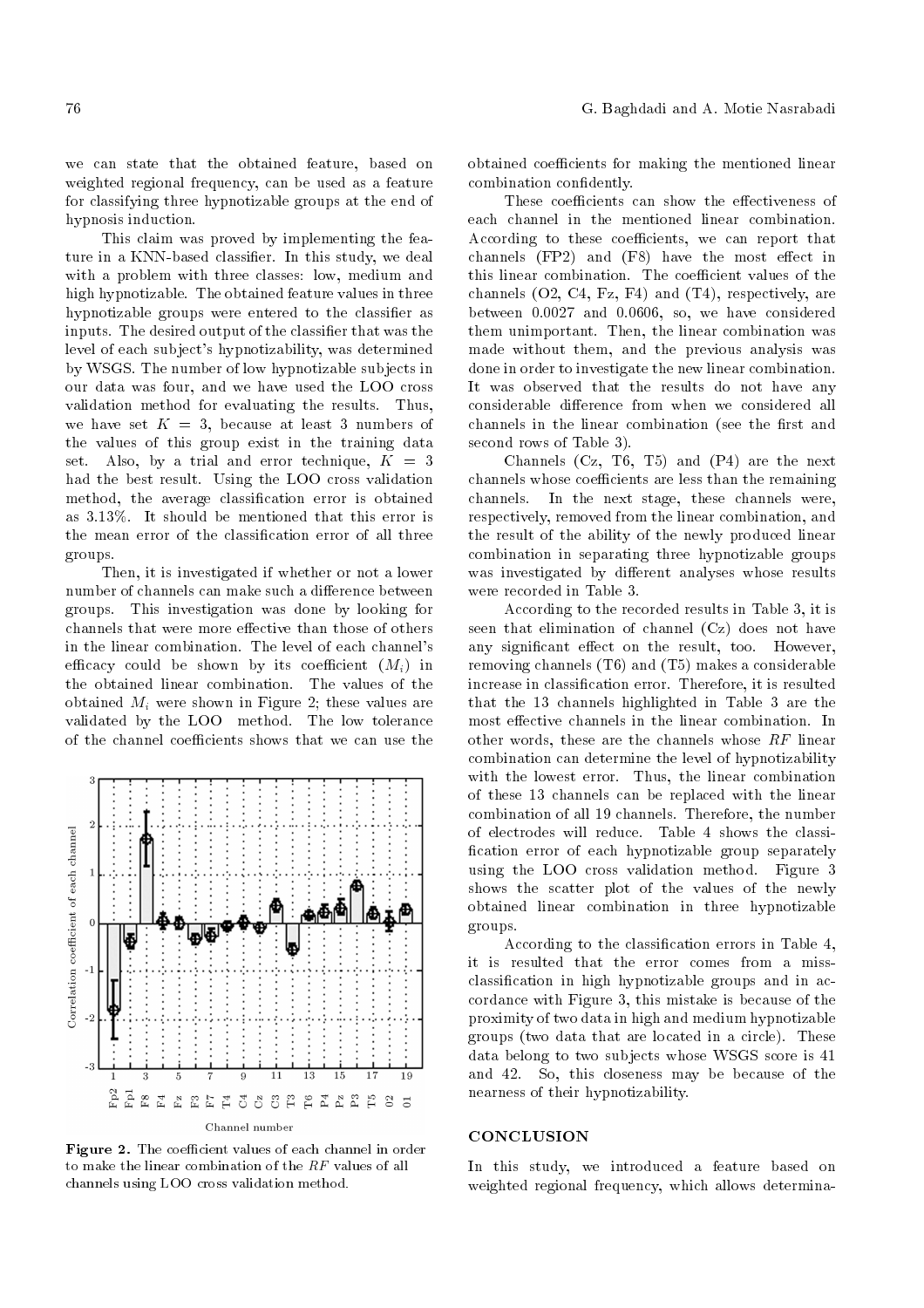we can state that the obtained feature, based on weighted regional frequency, can be used as a feature for classifying three hypnotizable groups at the end of hypnosis induction.

This claim was proved by implementing the feature in a KNN-based classifier. In this study, we deal with a problem with three classes: low, medium and high hypnotizable. The obtained feature values in three hypnotizable groups were entered to the classifier as inputs. The desired output of the classifier that was the level of each subject's hypnotizability, was determined by WSGS. The number of low hypnotizable subjects in our data was four, and we have used the LOO cross validation method for evaluating the results. Thus, we have set $K = 3$, because at least 3 numbers of the values of this group exist in the training data set. Also, by a trial and error technique, $K = 3$ had the best result. Using the LOO cross validation method, the average classification error is obtained as 3.13%. It should be mentioned that this error is the mean error of the classification error of all three groups.

Then, it is investigated if whether or not a lower number of channels can make such a difference between groups. This investigation was done by looking for channels that were more effective than those of others in the linear combination. The level of each channel's efficacy could be shown by its coefficient ($M_i$) in the obtained linear combination. The values of the obtained $M_i$ were shown in Figure 2; these values are validated by the LOO method. The low tolerance of the channel coefficients shows that we can use the obtained coefficients for making the mentioned linear combination confidently.

Figure 2. The coefficient values of each channel in order to make the linear combination of the $RF$ values of all channels using LOO cross validation method.

These coefficients can show the effectiveness of each channel in the mentioned linear combination. According to these coefficients, we can report that channels (FP2) and (F8) have the most effect in this linear combination. The coefficient values of the channels (O2, C4, Fz, F4) and (T4), respectively, are between 0.0027 and 0.0606, so, we have considered them unimportant. Then, the linear combination was made without them, and the previous analysis was done in order to investigate the new linear combination. It was observed that the results do not have any considerable difference from when we considered all channels in the linear combination (see the first and second rows of Table 3).

Channels (Cz, T6, T5) and (P4) are the next channels whose coefficients are less than the remaining channels. In the next stage, these channels were, respectively, removed from the linear combination, and the result of the ability of the newly produced linear combination in separating three hypnotizable groups was investigated by different analyses whose results were recorded in Table 3.

According to the recorded results in Table 3, it is seen that elimination of channel (Cz) does not have any significant effect on the result, too. However, removing channels (T6) and (T5) makes a considerable increase in classification error. Therefore, it is resulted that the 13 channels highlighted in Table 3 are the most effective channels in the linear combination. In other words, these are the channels whose $RF$ linear combination can determine the level of hypnotizability with the lowest error. Thus, the linear combination of these 13 channels can be replaced with the linear combination of all 19 channels. Therefore, the number of electrodes will reduce. Table 4 shows the classification error of each hypnotizable group separately using the LOO cross validation method. Figure 3 shows the scatter plot of the values of the newly obtained linear combination in three hypnotizable groups.

According to the classification errors in Table 4, it is resulted that the error comes from a miss-classification in high hypnotizable groups and in accordance with Figure 3, this mistake is because of the proximity of two data in high and medium hypnotizable groups (two data that are located in a circle). These data belong to two subjects whose WSGS score is 41 and 42. So, this closeness may be because of the nearness of their hypnotizability.

## CONCLUSION

In this study, we introduced a feature based on weighted regional frequency, which allows determina-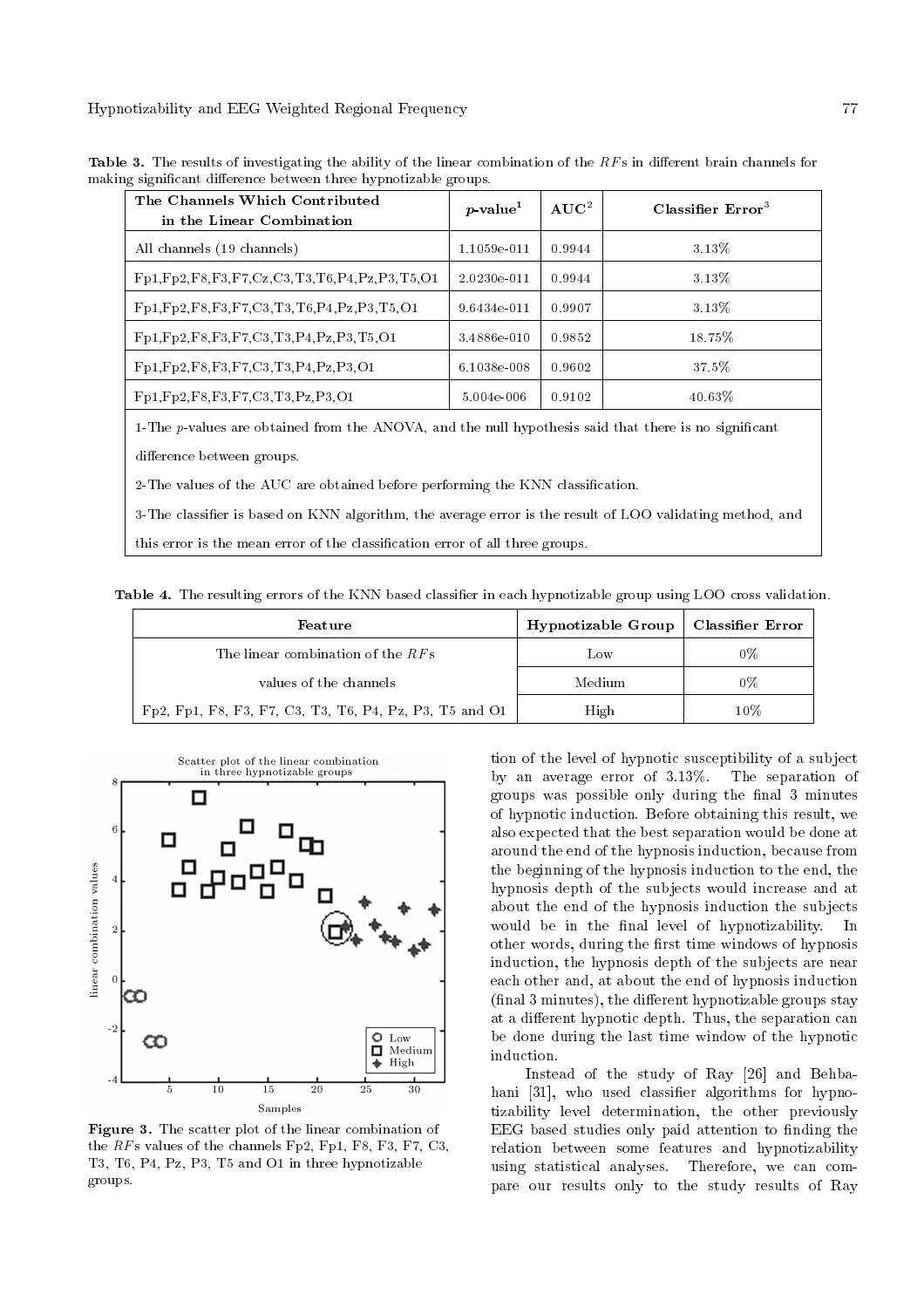**Table 3.** The results of investigating the ability of the linear combination of the $RF$s in different brain channels for making significant difference between three hypnotizable groups.

| The Channels Which Contributed in the Linear Combination | $p$-value[1] | AUC[2] | Classifier Error[3] |
|---|---|---|---|
| All channels (19 channels) | 1.1059e-011 | 0.9944 | 3.13% |
| Fp1,Fp2,F8,F3,F7,Cz,C3,T3,T6,P4,Pz,P3,T5,O1 | 2.0230e-011 | 0.9944 | 3.13% |
| Fp1,Fp2,F8,F3,F7,C3,T3,T6,P4,Pz,P3,T5,O1 | 9.6434e-011 | 0.9907 | 3.13% |
| Fp1,Fp2,F8,F3,F7,C3,T3,P4,Pz,P3,T5,O1 | 3.4886e-010 | 0.9852 | 18.75% |
| Fp1,Fp2,F8,F3,F7,C3,T3,P4,Pz,P3,O1 | 6.1038e-008 | 0.9602 | 37.5% |
| Fp1,Fp2,F8,F3,F7,C3,T3,Pz,P3,O1 | 5.004e-006 | 0.9102 | 40.63% |

1-The $p$-values are obtained from the ANOVA, and the null hypothesis said that there is no significant difference between groups.

2-The values of the AUC are obtained before performing the KNN classification.

3-The classifier is based on KNN algorithm, the average error is the result of LOO validating method, and this error is the mean error of the classification error of all three groups.

**Table 4.** The resulting errors of the KNN based classifier in each hypnotizable group using LOO cross validation.

| Feature | Hypnotizable Group | Classifier Error |
|---|---|---|
| The linear combination of the $RF$s | Low | 0% |
| values of the channels | Medium | 0% |
| Fp2, Fp1, F8, F3, F7, C3, T3, T6, P4, Pz, P3, T5 and O1 | High | 10% |

**Figure 3.** The scatter plot of the linear combination of the $RF$s values of the channels Fp2, Fp1, F8, F3, F7, C3, T3, T6, P4, Pz, P3, T5 and O1 in three hypnotizable groups.

tion of the level of hypnotic susceptibility of a subject by an average error of 3.13%. The separation of groups was possible only during the final 3 minutes of hypnotic induction. Before obtaining this result, we also expected that the best separation would be done at around the end of the hypnosis induction, because from the beginning of the hypnosis induction to the end, the hypnosis depth of the subjects would increase and at about the end of the hypnosis induction the subjects would be in the final level of hypnotizability. In other words, during the first time windows of hypnosis induction, the hypnosis depth of the subjects are near each other and, at about the end of hypnosis induction (final 3 minutes), the different hypnotizable groups stay at a different hypnotic depth. Thus, the separation can be done during the last time window of the hypnotic induction.

Instead of the study of Ray [26] and Behbahani [31], who used classifier algorithms for hypnotizability level determination, the other previously EEG based studies only paid attention to finding the relation between some features and hypnotizability using statistical analyses. Therefore, we can compare our results only to the study results of Ray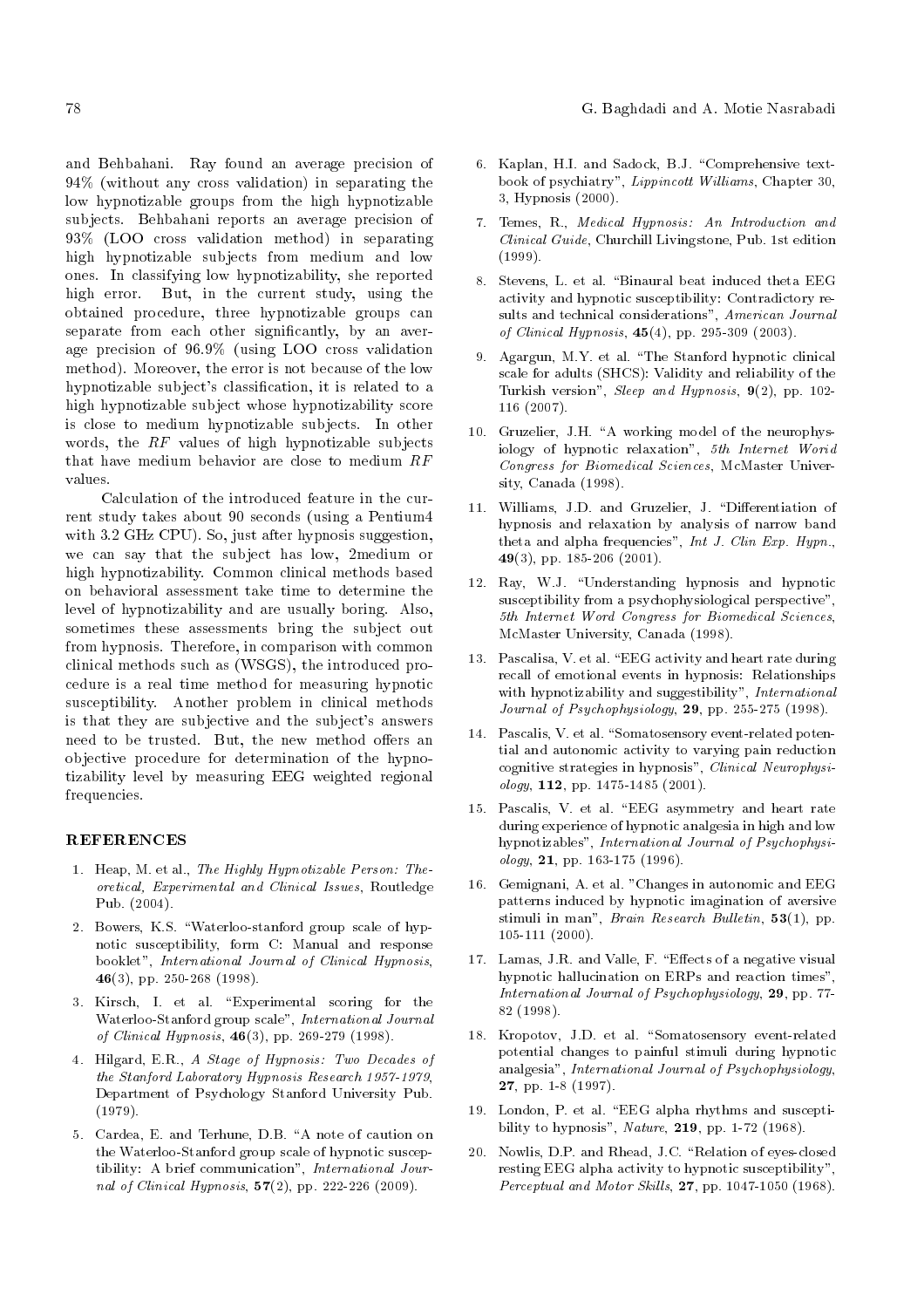and Behbahani. Ray found an average precision of 94% (without any cross validation) in separating the low hypnotizable groups from the high hypnotizable subjects. Behbahani reports an average precision of 93% (LOO cross validation method) in separating high hypnotizable subjects from medium and low ones. In classifying low hypnotizability, she reported high error. But, in the current study, using the obtained procedure, three hypnotizable groups can separate from each other significantly, by an average precision of 96.9% (using LOO cross validation method). Moreover, the error is not because of the low hypnotizable subject's classification, it is related to a high hypnotizable subject whose hypnotizability score is close to medium hypnotizable subjects. In other words, the $RF$ values of high hypnotizable subjects that have medium behavior are close to medium $RF$ values.

Calculation of the introduced feature in the current study takes about 90 seconds (using a Pentium4 with 3.2 GHz CPU). So, just after hypnosis suggestion, we can say that the subject has low, 2medium or high hypnotizability. Common clinical methods based on behavioral assessment take time to determine the level of hypnotizability and are usually boring. Also, sometimes these assessments bring the subject out from hypnosis. Therefore, in comparison with common clinical methods such as (WSGS), the introduced procedure is a real time method for measuring hypnotic susceptibility. Another problem in clinical methods is that they are subjective and the subject's answers need to be trusted. But, the new method offers an objective procedure for determination of the hypnotizability level by measuring EEG weighted regional frequencies.

## REFERENCES

1. Heap, M. et al., *The Highly Hypnotizable Person: Theoretical, Experimental and Clinical Issues*, Routledge Pub. (2004).
2. Bowers, K.S. "Waterloo-stanford group scale of hypnotic susceptibility, form C: Manual and response booklet", *International Journal of Clinical Hypnosis*, **46**(3), pp. 250-268 (1998).
3. Kirsch, I. et al. "Experimental scoring for the Waterloo-Stanford group scale", *International Journal of Clinical Hypnosis*, **46**(3), pp. 269-279 (1998).
4. Hilgard, E.R., *A Stage of Hypnosis: Two Decades of the Stanford Laboratory Hypnosis Research 1957-1979*, Department of Psychology Stanford University Pub. (1979).
5. Cardea, E. and Terhune, D.B. "A note of caution on the Waterloo-Stanford group scale of hypnotic susceptibility: A brief communication", *International Journal of Clinical Hypnosis*, **57**(2), pp. 222-226 (2009).
6. Kaplan, H.I. and Sadock, B.J. "Comprehensive textbook of psychiatry", *Lippincott Williams*, Chapter 30, 3, Hypnosis (2000).
7. Temes, R., *Medical Hypnosis: An Introduction and Clinical Guide*, Churchill Livingstone, Pub. 1st edition (1999).
8. Stevens, L. et al. "Binaural beat induced theta EEG activity and hypnotic susceptibility: Contradictory results and technical considerations", *American Journal of Clinical Hypnosis*, **45**(4), pp. 295-309 (2003).
9. Agargun, M.Y. et al. "The Stanford hypnotic clinical scale for adults (SHCS): Validity and reliability of the Turkish version", *Sleep and Hypnosis*, **9**(2), pp. 102-116 (2007).
10. Gruzelier, J.H. "A working model of the neurophysiology of hypnotic relaxation", *5th Internet Worid Congress for Biomedical Sciences*, McMaster University, Canada (1998).
11. Williams, J.D. and Gruzelier, J. "Differentiation of hypnosis and relaxation by analysis of narrow band theta and alpha frequencies", *Int J. Clin Exp. Hypn.*, **49**(3), pp. 185-206 (2001).
12. Ray, W.J. "Understanding hypnosis and hypnotic susceptibility from a psychophysiological perspective", *5th Internet Word Congress for Biomedical Sciences*, McMaster University, Canada (1998).
13. Pascalisa, V. et al. "EEG activity and heart rate during recall of emotional events in hypnosis: Relationships with hypnotizability and suggestibility", *International Journal of Psychophysiology*, **29**, pp. 255-275 (1998).
14. Pascalis, V. et al. "Somatosensory event-related potential and autonomic activity to varying pain reduction cognitive strategies in hypnosis", *Clinical Neurophysiology*, **112**, pp. 1475-1485 (2001).
15. Pascalis, V. et al. "EEG asymmetry and heart rate during experience of hypnotic analgesia in high and low hypnotizables", *International Journal of Psychophysiology*, **21**, pp. 163-175 (1996).
16. Gemignani, A. et al. "Changes in autonomic and EEG patterns induced by hypnotic imagination of aversive stimuli in man", *Brain Research Bulletin*, **53**(1), pp. 105-111 (2000).
17. Lamas, J.R. and Valle, F. "Effects of a negative visual hypnotic hallucination on ERPs and reaction times", *International Journal of Psychophysiology*, **29**, pp. 77-82 (1998).
18. Kropotov, J.D. et al. "Somatosensory event-related potential changes to painful stimuli during hypnotic analgesia", *International Journal of Psychophysiology*, **27**, pp. 1-8 (1997).
19. London, P. et al. "EEG alpha rhythms and susceptibility to hypnosis", *Nature*, **219**, pp. 1-72 (1968).
20. Nowlis, D.P. and Rhead, J.C. "Relation of eyes-closed resting EEG alpha activity to hypnotic susceptibility", *Perceptual and Motor Skills*, **27**, pp. 1047-1050 (1968).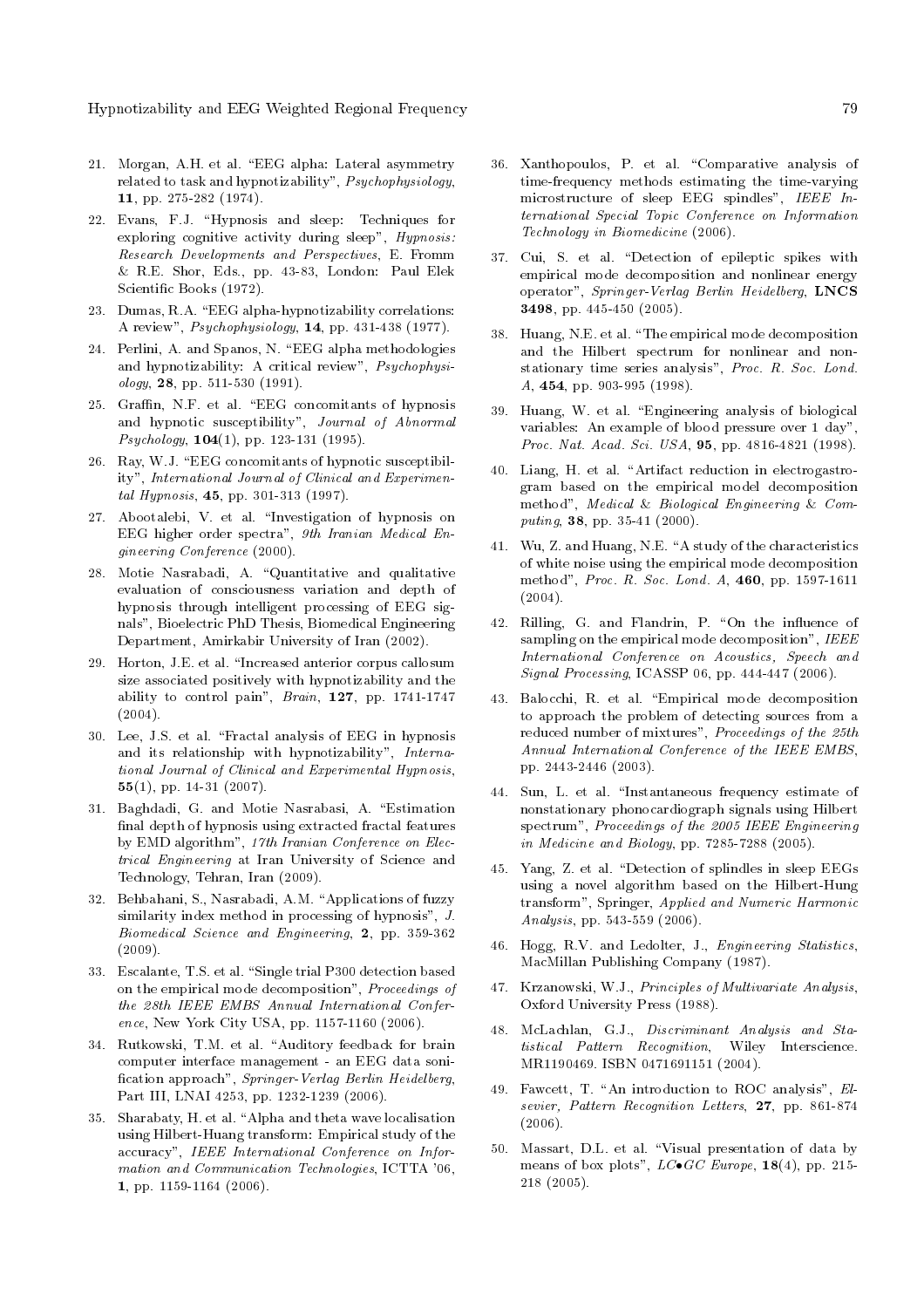21. Morgan, A.H. et al. "EEG alpha: Lateral asymmetry related to task and hypnotizability", *Psychophysiology*, **11**, pp. 275-282 (1974).

22. Evans, F.J. "Hypnosis and sleep: Techniques for exploring cognitive activity during sleep", *Hypnosis: Research Developments and Perspectives*, E. Fromm & R.E. Shor, Eds., pp. 43-83, London: Paul Elek Scientific Books (1972).

23. Dumas, R.A. "EEG alpha-hypnotizability correlations: A review", *Psychophysiology*, **14**, pp. 431-438 (1977).

24. Perlini, A. and Spanos, N. "EEG alpha methodologies and hypnotizability: A critical review", *Psychophysiology*, **28**, pp. 511-530 (1991).

25. Graffin, N.F. et al. "EEG concomitants of hypnosis and hypnotic susceptibility", *Journal of Abnormal Psychology*, **104**(1), pp. 123-131 (1995).

26. Ray, W.J. "EEG concomitants of hypnotic susceptibility", *International Journal of Clinical and Experimental Hypnosis*, **45**, pp. 301-313 (1997).

27. Abootalebi, V. et al. "Investigation of hypnosis on EEG higher order spectra", *9th Iranian Medical Engineering Conference* (2000).

28. Motie Nasrabadi, A. "Quantitative and qualitative evaluation of consciousness variation and depth of hypnosis through intelligent processing of EEG signals", Bioelectric PhD Thesis, Biomedical Engineering Department, Amirkabir University of Iran (2002).

29. Horton, J.E. et al. "Increased anterior corpus callosum size associated positively with hypnotizability and the ability to control pain", *Brain*, **127**, pp. 1741-1747 (2004).

30. Lee, J.S. et al. "Fractal analysis of EEG in hypnosis and its relationship with hypnotizability", *International Journal of Clinical and Experimental Hypnosis*, **55**(1), pp. 14-31 (2007).

31. Baghdadi, G. and Motie Nasrabasi, A. "Estimation final depth of hypnosis using extracted fractal features by EMD algorithm", *17th Iranian Conference on Electrical Engineering* at Iran University of Science and Technology, Tehran, Iran (2009).

32. Behbahani, S., Nasrabadi, A.M. "Applications of fuzzy similarity index method in processing of hypnosis", *J. Biomedical Science and Engineering*, **2**, pp. 359-362 (2009).

33. Escalante, T.S. et al. "Single trial P300 detection based on the empirical mode decomposition", *Proceedings of the 28th IEEE EMBS Annual International Conference*, New York City USA, pp. 1157-1160 (2006).

34. Rutkowski, T.M. et al. "Auditory feedback for brain computer interface management - an EEG data sonification approach", *Springer-Verlag Berlin Heidelberg*, Part III, LNAI 4253, pp. 1232-1239 (2006).

35. Sharabaty, H. et al. "Alpha and theta wave localisation using Hilbert-Huang transform: Empirical study of the accuracy", *IEEE International Conference on Information and Communication Technologies*, ICTTA '06, **1**, pp. 1159-1164 (2006).

36. Xanthopoulos, P. et al. "Comparative analysis of time-frequency methods estimating the time-varying microstructure of sleep EEG spindles", *IEEE International Special Topic Conference on Information Technology in Biomedicine* (2006).

37. Cui, S. et al. "Detection of epileptic spikes with empirical mode decomposition and nonlinear energy operator", *Springer-Verlag Berlin Heidelberg*, **LNCS 3498**, pp. 445-450 (2005).

38. Huang, N.E. et al. "The empirical mode decomposition and the Hilbert spectrum for nonlinear and nonstationary time series analysis", *Proc. R. Soc. Lond. A*, **454**, pp. 903-995 (1998).

39. Huang, W. et al. "Engineering analysis of biological variables: An example of blood pressure over 1 day", *Proc. Nat. Acad. Sci. USA*, **95**, pp. 4816-4821 (1998).

40. Liang, H. et al. "Artifact reduction in electrogastrogram based on the empirical model decomposition method", *Medical & Biological Engineering & Computing*, **38**, pp. 35-41 (2000).

41. Wu, Z. and Huang, N.E. "A study of the characteristics of white noise using the empirical mode decomposition method", *Proc. R. Soc. Lond. A*, **460**, pp. 1597-1611 (2004).

42. Rilling, G. and Flandrin, P. "On the influence of sampling on the empirical mode decomposition", *IEEE International Conference on Acoustics, Speech and Signal Processing*, ICASSP 06, pp. 444-447 (2006).

43. Balocchi, R. et al. "Empirical mode decomposition to approach the problem of detecting sources from a reduced number of mixtures", *Proceedings of the 25th Annual International Conference of the IEEE EMBS*, pp. 2443-2446 (2003).

44. Sun, L. et al. "Instantaneous frequency estimate of nonstationary phonocardiograph signals using Hilbert spectrum", *Proceedings of the 2005 IEEE Engineering in Medicine and Biology*, pp. 7285-7288 (2005).

45. Yang, Z. et al. "Detection of splindles in sleep EEGs using a novel algorithm based on the Hilbert-Hung transform", Springer, *Applied and Numeric Harmonic Analysis*, pp. 543-559 (2006).

46. Hogg, R.V. and Ledolter, J., *Engineering Statistics*, MacMillan Publishing Company (1987).

47. Krzanowski, W.J., *Principles of Multivariate Analysis*, Oxford University Press (1988).

48. McLachlan, G.J., *Discriminant Analysis and Statistical Pattern Recognition*, Wiley Interscience. MR1190469. ISBN 0471691151 (2004).

49. Fawcett, T. "An introduction to ROC analysis", *Elsevier, Pattern Recognition Letters*, **27**, pp. 861-874 (2006).

50. Massart, D.L. et al. "Visual presentation of data by means of box plots", *LC•GC Europe*, **18**(4), pp. 215-218 (2005).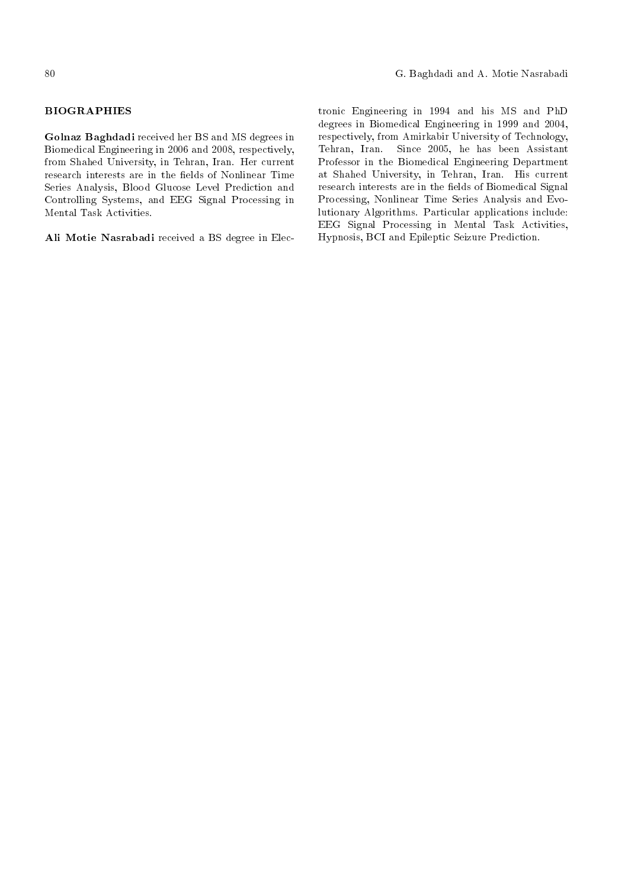## BIOGRAPHIES

**Golnaz Baghdadi** received her BS and MS degrees in Biomedical Engineering in 2006 and 2008, respectively, from Shahed University, in Tehran, Iran. Her current research interests are in the fields of Nonlinear Time Series Analysis, Blood Glucose Level Prediction and Controlling Systems, and EEG Signal Processing in Mental Task Activities.

**Ali Motie Nasrabadi** received a BS degree in Electronic Engineering in 1994 and his MS and PhD degrees in Biomedical Engineering in 1999 and 2004, respectively, from Amirkabir University of Technology, Tehran, Iran. Since 2005, he has been Assistant Professor in the Biomedical Engineering Department at Shahed University, in Tehran, Iran. His current research interests are in the fields of Biomedical Signal Processing, Nonlinear Time Series Analysis and Evolutionary Algorithms. Particular applications include: EEG Signal Processing in Mental Task Activities, Hypnosis, BCI and Epileptic Seizure Prediction.